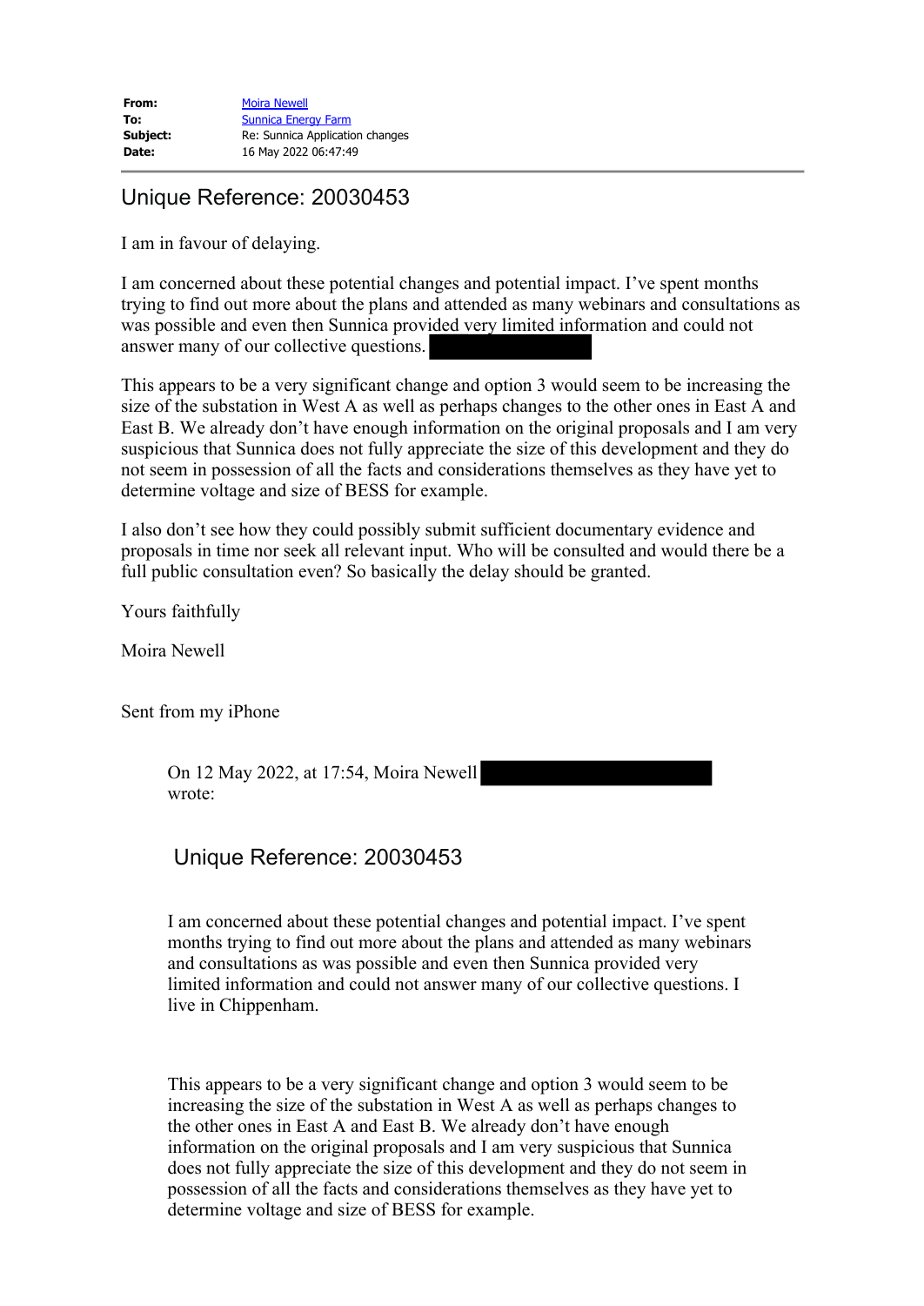| | |
|---|---|
| **From:** | Moira Newell |
| **To:** | Sunnica Energy Farm |
| **Subject:** | Re: Sunnica Application changes |
| **Date:** | 16 May 2022 06:47:49 |

## Unique Reference: 20030453

I am in favour of delaying.

I am concerned about these potential changes and potential impact. I've spent months trying to find out more about the plans and attended as many webinars and consultations as was possible and even then Sunnica provided very limited information and could not answer many of our collective questions.

This appears to be a very significant change and option 3 would seem to be increasing the size of the substation in West A as well as perhaps changes to the other ones in East A and East B. We already don't have enough information on the original proposals and I am very suspicious that Sunnica does not fully appreciate the size of this development and they do not seem in possession of all the facts and considerations themselves as they have yet to determine voltage and size of BESS for example.

I also don't see how they could possibly submit sufficient documentary evidence and proposals in time nor seek all relevant input. Who will be consulted and would there be a full public consultation even? So basically the delay should be granted.

Yours faithfully

Moira Newell

Sent from my iPhone

> On 12 May 2022, at 17:54, Moira Newell wrote:
>
> ## Unique Reference: 20030453
>
> I am concerned about these potential changes and potential impact. I've spent months trying to find out more about the plans and attended as many webinars and consultations as was possible and even then Sunnica provided very limited information and could not answer many of our collective questions. I live in Chippenham.
>
> This appears to be a very significant change and option 3 would seem to be increasing the size of the substation in West A as well as perhaps changes to the other ones in East A and East B. We already don't have enough information on the original proposals and I am very suspicious that Sunnica does not fully appreciate the size of this development and they do not seem in possession of all the facts and considerations themselves as they have yet to determine voltage and size of BESS for example.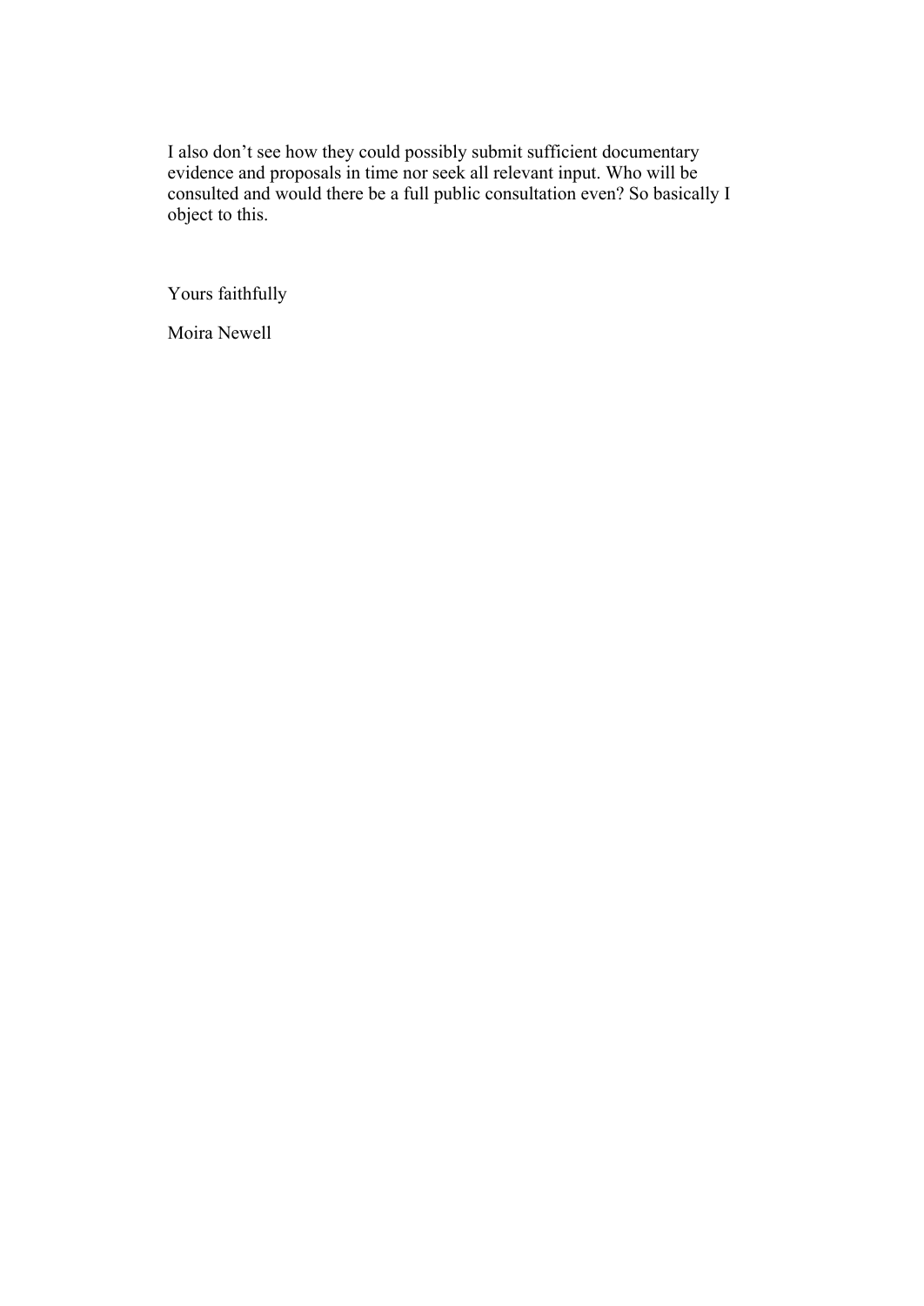I also don't see how they could possibly submit sufficient documentary evidence and proposals in time nor seek all relevant input. Who will be consulted and would there be a full public consultation even? So basically I object to this.

Yours faithfully

Moira Newell